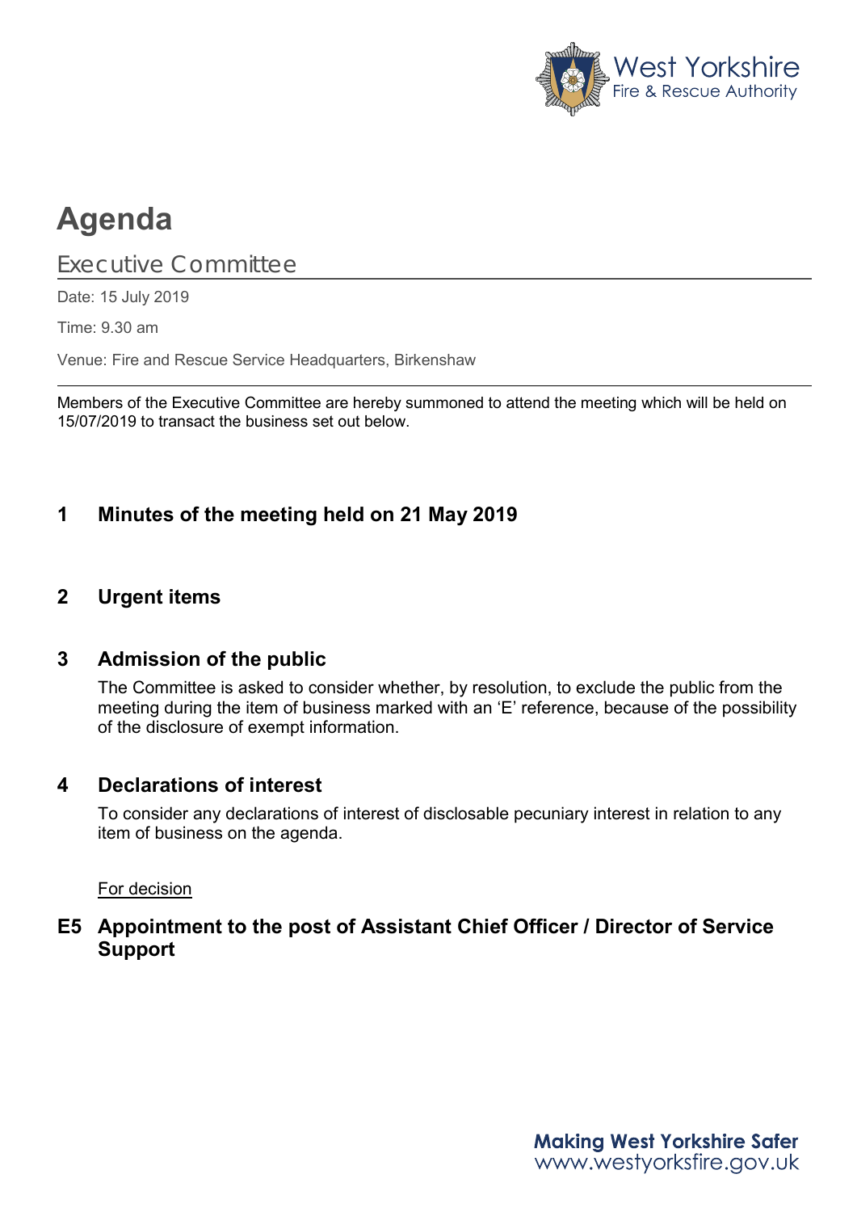West Yorkshire Fire & Rescue Authority

# Agenda

## Executive Committee

Date: 15 July 2019

Time: 9.30 am

Venue: Fire and Rescue Service Headquarters, Birkenshaw

Members of the Executive Committee are hereby summoned to attend the meeting which will be held on 15/07/2019 to transact the business set out below.

### 1 Minutes of the meeting held on 21 May 2019

### 2 Urgent items

### 3 Admission of the public

The Committee is asked to consider whether, by resolution, to exclude the public from the meeting during the item of business marked with an 'E' reference, because of the possibility of the disclosure of exempt information.

### 4 Declarations of interest

To consider any declarations of interest of disclosable pecuniary interest in relation to any item of business on the agenda.

For decision

### E5 Appointment to the post of Assistant Chief Officer / Director of Service Support

**Making West Yorkshire Safer**
www.westyorksfire.gov.uk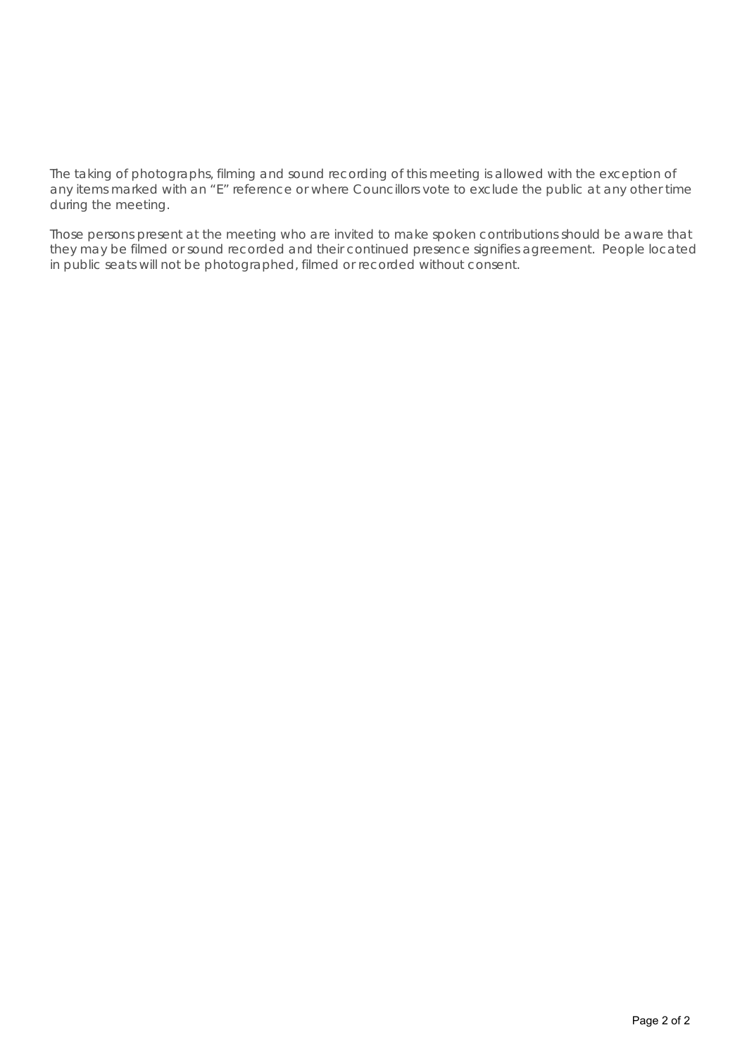The taking of photographs, filming and sound recording of this meeting is allowed with the exception of any items marked with an "E" reference or where Councillors vote to exclude the public at any other time during the meeting.

Those persons present at the meeting who are invited to make spoken contributions should be aware that they may be filmed or sound recorded and their continued presence signifies agreement. People located in public seats will not be photographed, filmed or recorded without consent.